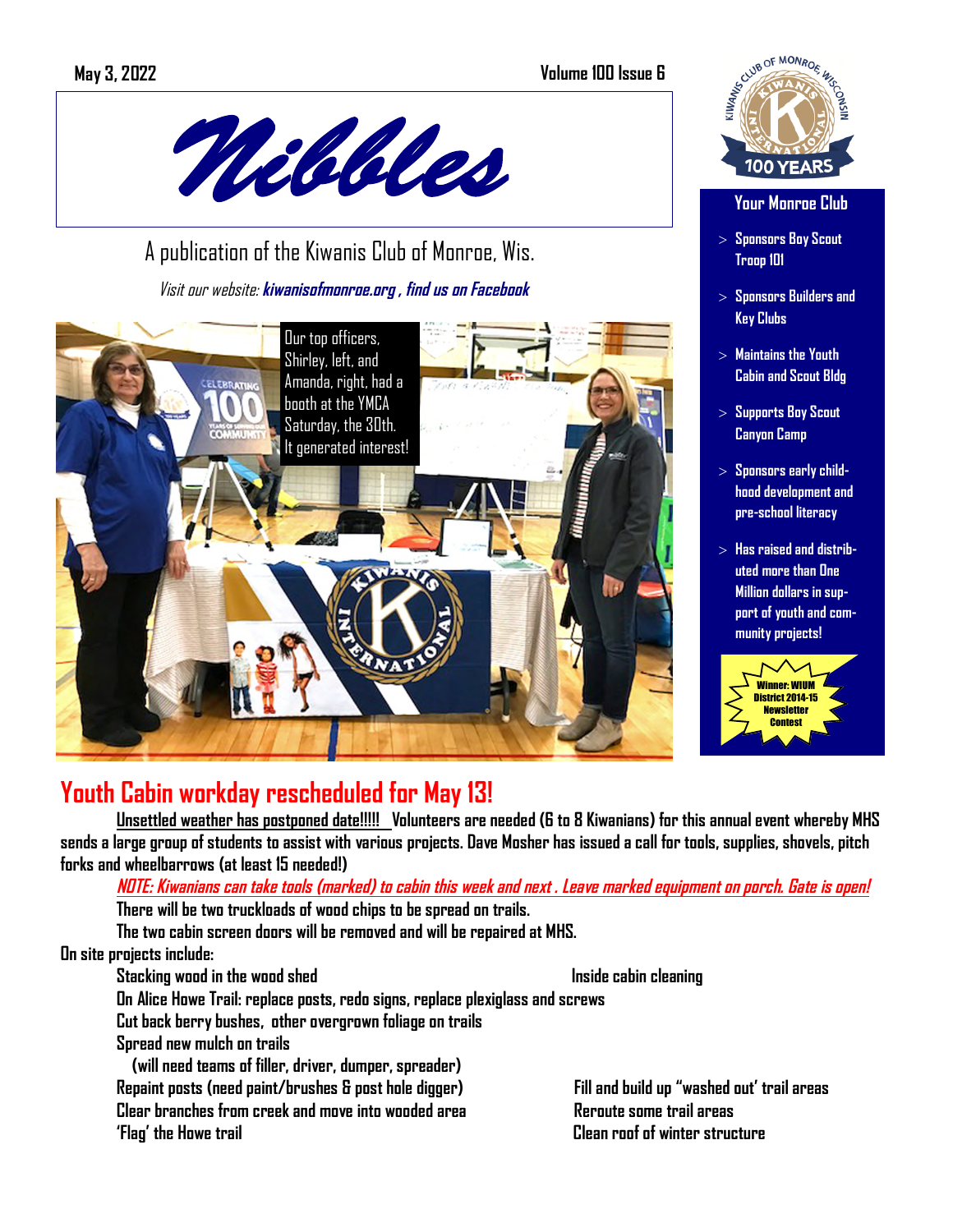May 3, 2022 Volume 100 Issue 6

# Nibbles

A publication of the Kiwanis Club of Monroe, Wis.

*Visit our website:* ***kiwanisofmonroe.org , find us on Facebook***

Our top officers, Shirley, left, and Amanda, right, had a booth at the YMCA Saturday, the 30th. It generated interest!

### Your Monroe Club

- Sponsors Boy Scout Troop 101
- Sponsors Builders and Key Clubs
- Maintains the Youth Cabin and Scout Bldg
- Supports Boy Scout Canyon Camp
- Sponsors early childhood development and pre-school literacy
- Has raised and distributed more than One Million dollars in support of youth and community projects!

**Winner: WIUM District 2014-15 Newsletter Contest**

## Youth Cabin workday rescheduled for May 13!

Unsettled weather has postponed date!!!!! Volunteers are needed (6 to 8 Kiwanians) for this annual event whereby MHS sends a large group of students to assist with various projects. Dave Mosher has issued a call for tools, supplies, shovels, pitch forks and wheelbarrows (at least 15 needed!)

*NOTE: Kiwanians can take tools (marked) to cabin this week and next . Leave marked equipment on porch. Gate is open!*

There will be two truckloads of wood chips to be spread on trails.

The two cabin screen doors will be removed and will be repaired at MHS.

On site projects include:

- Stacking wood in the wood shed
- Inside cabin cleaning
- On Alice Howe Trail: replace posts, redo signs, replace plexiglass and screws
- Cut back berry bushes, other overgrown foliage on trails
- Spread new mulch on trails (will need teams of filler, driver, dumper, spreader)
- Repaint posts (need paint/brushes & post hole digger)
- Fill and build up "washed out' trail areas
- Clear branches from creek and move into wooded area
- Reroute some trail areas
- 'Flag' the Howe trail
- Clean roof of winter structure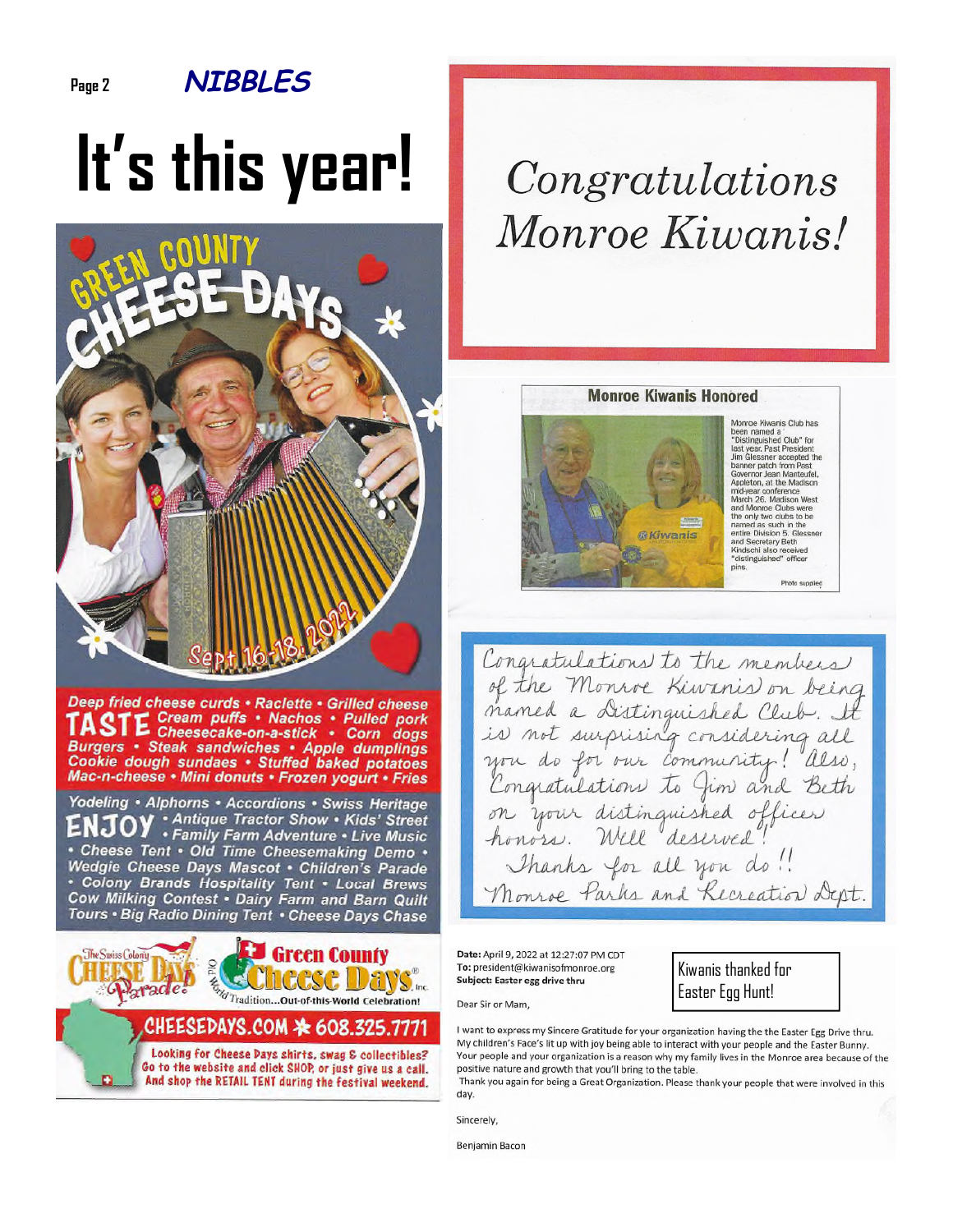# It's this year!

## GREEN COUNTY CHEESE DAYS

Sept 16-18, 2022

**TASTE** Deep fried cheese curds • Raclette • Grilled cheese • Cream puffs • Nachos • Pulled pork • Cheesecake-on-a-stick • Corn dogs • Burgers • Steak sandwiches • Apple dumplings • Cookie dough sundaes • Stuffed baked potatoes • Mac-n-cheese • Mini donuts • Frozen yogurt • Fries

**ENJOY** Yodeling • Alphorns • Accordions • Swiss Heritage • Antique Tractor Show • Kids' Street • Family Farm Adventure • Live Music • Cheese Tent • Old Time Cheesemaking Demo • Wedgie Cheese Days Mascot • Children's Parade • Colony Brands Hospitality Tent • Local Brews • Cow Milking Contest • Dairy Farm and Barn Quilt Tours • Big Radio Dining Tent • Cheese Days Chase

The Swiss Colony CHEESE DAYS Parade

Green County Cheese Days® Inc. Old World Tradition...Out-of-this-World Celebration!

**CHEESEDAYS.COM ✱ 608.325.7771**

Looking for Cheese Days shirts, swag & collectibles? Go to the website and click SHOP, or just give us a call. And shop the RETAIL TENT during the festival weekend.

# *Congratulations Monroe Kiwanis!*

### Monroe Kiwanis Honored

Monroe Kiwanis Club has been named a "Distinguished Club" for last year. Past President Jim Glessner accepted the banner patch from Past Governor Jean Manteufel, Appleton, at the Madison mid-year conference March 26. Madison West and Monroe Clubs were the only two clubs to be named as such in the entire Division 5. Glessner and Secretary Beth Kindschi also received "distinguished" officer pins.

Photo supplied

*Congratulations to the members of the Monroe Kiwanis on being named a Distinguished Club. It is not surprising considering all you do for our community! Also, Congratulations to Jim and Beth on your distinguished officer honors. Well deserved!*

*Thanks for all you do!!*

*Monroe Parks and Recreation Dept.*

**Kiwanis thanked for Easter Egg Hunt!**

**Date:** April 9, 2022 at 12:27:07 PM CDT
**To:** president@kiwanisofmonroe.org
**Subject: Easter egg drive thru**

Dear Sir or Mam,

I want to express my Sincere Gratitude for your organization having the the Easter Egg Drive thru. My children's Face's lit up with joy being able to interact with your people and the Easter Bunny. Your people and your organization is a reason why my family lives in the Monroe area because of the positive nature and growth that you'll bring to the table.

Thank you again for being a Great Organization. Please thank your people that were involved in this day.

Sincerely,

Benjamin Bacon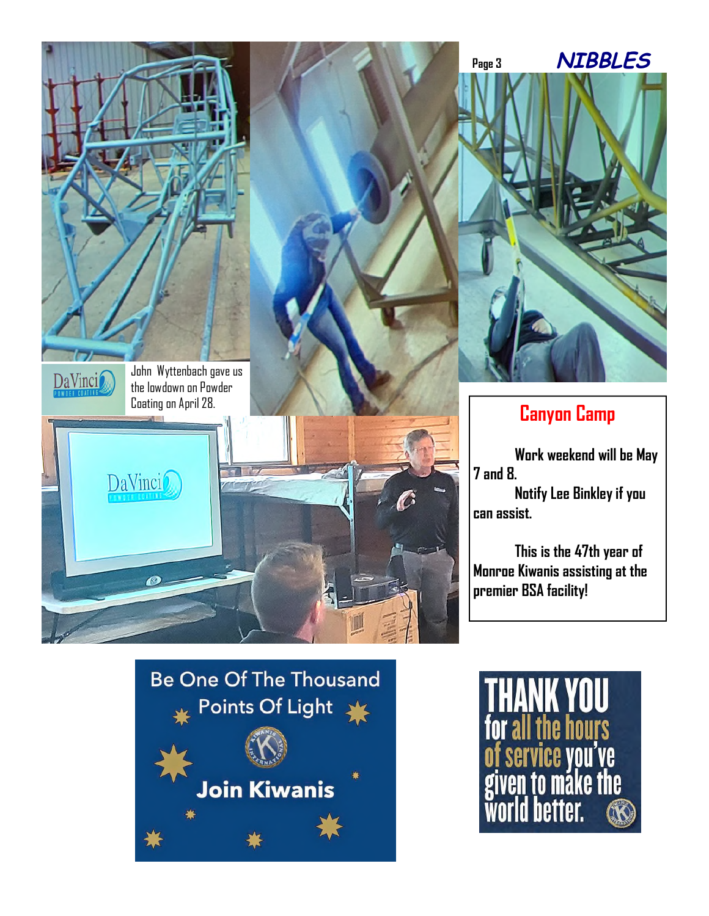John Wyttenbach gave us the lowdown on Powder Coating on April 28.

## Canyon Camp

Work weekend will be May 7 and 8.

Notify Lee Binkley if you can assist.

This is the 47th year of Monroe Kiwanis assisting at the premier BSA facility!

Be One Of The Thousand Points Of Light

Join Kiwanis

THANK YOU for all the hours of service you've given to make the world better.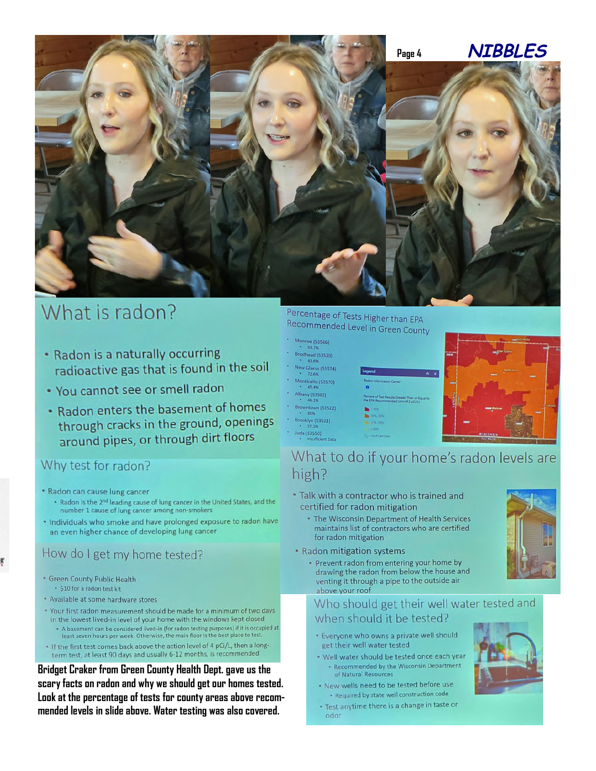## What is radon?

- Radon is a naturally occurring radioactive gas that is found in the soil
- You cannot see or smell radon
- Radon enters the basement of homes through cracks in the ground, openings around pipes, or through dirt floors

### Why test for radon?

- Radon can cause lung cancer
  - Radon is the 2nd leading cause of lung cancer in the United States, and the number 1 cause of lung cancer among non-smokers
- Individuals who smoke and have prolonged exposure to radon have an even higher chance of developing lung cancer

### How do I get my home tested?

- Green County Public Health
  - $10 for a radon test kit
- Available at some hardware stores
- Your first radon measurement should be made for a minimum of two days in the lowest lived-in level of your home with the windows kept closed
  - A basement can be considered lived-in (for radon testing purposes) if it is occupied at least seven hours per week. Otherwise, the main floor is the best place to test.
- If the first test comes back above the action level of 4 pCi/L, then a long-term test, at least 90 days and usually 6-12 months, is recommended

**Bridget Craker from Green County Health Dept. gave us the scary facts on radon and why we should get our homes tested. Look at the percentage of tests for county areas above recommended levels in slide above. Water testing was also covered.**

### Percentage of Tests Higher than EPA Recommended Level in Green County

- Monroe (53566)
  - 63.7%
- Brodhead (53520)
  - 43.6%
- New Glarus (53574)
  - 72.6%
- Monticello (53570)
  - 45.4%
- Albany (53502)
  - 46.1%
- Browntown (53522)
  - 85%
- Brooklyn (53521)
  - 57.1%
- Juda (53550)
  - Insufficient Data

### What to do if your home's radon levels are high?

- Talk with a contractor who is trained and certified for radon mitigation
  - The Wisconsin Department of Health Services maintains list of contractors who are certified for radon mitigation
- Radon mitigation systems
  - Prevent radon from entering your home by drawing the radon from below the house and venting it through a pipe to the outside air above your roof

### Who should get their well water tested and when should it be tested?

- Everyone who owns a private well should get their well water tested
- Well water should be tested once each year
  - Recommended by the Wisconsin Department of Natural Resources
- New wells need to be tested before use
  - Required by state well construction code
- Test anytime there is a change in taste or odor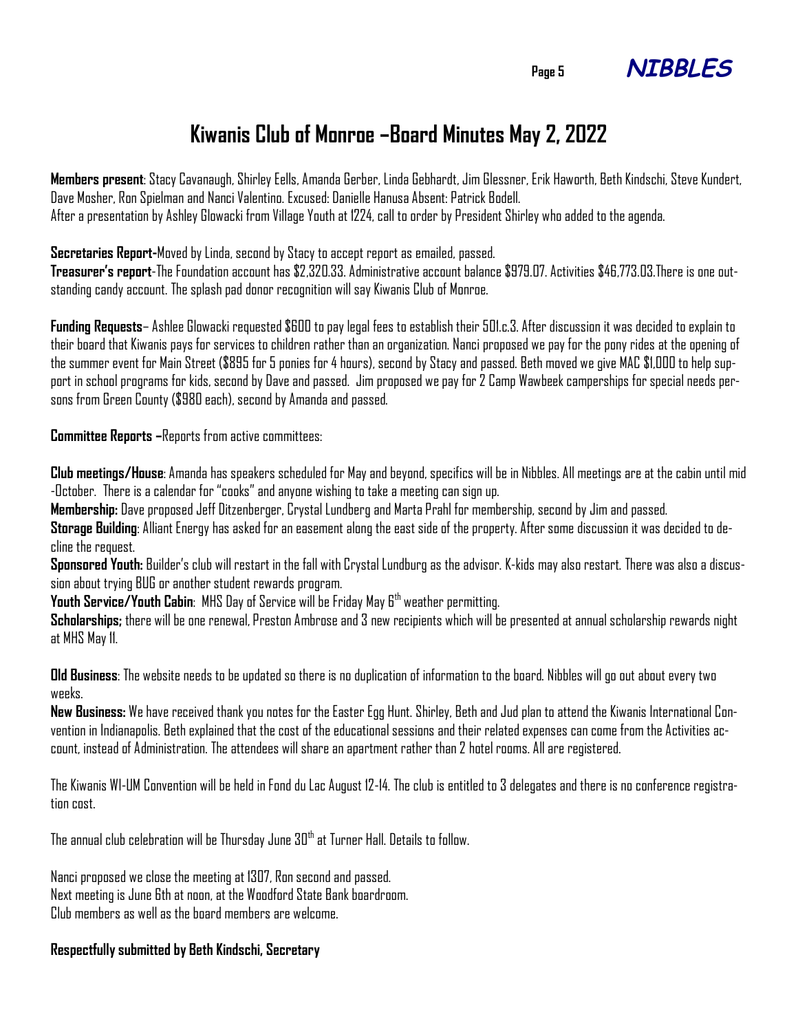# Kiwanis Club of Monroe –Board Minutes May 2, 2022

**Members present**: Stacy Cavanaugh, Shirley Eells, Amanda Gerber, Linda Gebhardt, Jim Glessner, Erik Haworth, Beth Kindschi, Steve Kundert, Dave Mosher, Ron Spielman and Nanci Valentino. Excused: Danielle Hanusa Absent: Patrick Bodell.
After a presentation by Ashley Glowacki from Village Youth at 1224, call to order by President Shirley who added to the agenda.

**Secretaries Report-**Moved by Linda, second by Stacy to accept report as emailed, passed.
**Treasurer's report**-The Foundation account has $2,320.33. Administrative account balance $979.07. Activities $46,773.03.There is one outstanding candy account. The splash pad donor recognition will say Kiwanis Club of Monroe.

**Funding Requests**– Ashlee Glowacki requested $600 to pay legal fees to establish their 501.c.3. After discussion it was decided to explain to their board that Kiwanis pays for services to children rather than an organization. Nanci proposed we pay for the pony rides at the opening of the summer event for Main Street ($895 for 5 ponies for 4 hours), second by Stacy and passed. Beth moved we give MAC $1,000 to help support in school programs for kids, second by Dave and passed. Jim proposed we pay for 2 Camp Wawbeek camperships for special needs persons from Green County ($980 each), second by Amanda and passed.

**Committee Reports –**Reports from active committees:

**Club meetings/House**: Amanda has speakers scheduled for May and beyond, specifics will be in Nibbles. All meetings are at the cabin until mid-October. There is a calendar for "cooks" and anyone wishing to take a meeting can sign up.
**Membership:** Dave proposed Jeff Ditzenberger, Crystal Lundberg and Marta Prahl for membership, second by Jim and passed.
**Storage Building**: Alliant Energy has asked for an easement along the east side of the property. After some discussion it was decided to decline the request.
**Sponsored Youth:** Builder's club will restart in the fall with Crystal Lundburg as the advisor. K-kids may also restart. There was also a discussion about trying BUG or another student rewards program.
**Youth Service/Youth Cabin**: MHS Day of Service will be Friday May 6th weather permitting.
**Scholarships;** there will be one renewal, Preston Ambrose and 3 new recipients which will be presented at annual scholarship rewards night at MHS May 11.

**Old Business**: The website needs to be updated so there is no duplication of information to the board. Nibbles will go out about every two weeks.
**New Business:** We have received thank you notes for the Easter Egg Hunt. Shirley, Beth and Jud plan to attend the Kiwanis International Convention in Indianapolis. Beth explained that the cost of the educational sessions and their related expenses can come from the Activities account, instead of Administration. The attendees will share an apartment rather than 2 hotel rooms. All are registered.

The Kiwanis WI-UM Convention will be held in Fond du Lac August 12-14. The club is entitled to 3 delegates and there is no conference registration cost.

The annual club celebration will be Thursday June 30th at Turner Hall. Details to follow.

Nanci proposed we close the meeting at 1307, Ron second and passed.
Next meeting is June 6th at noon, at the Woodford State Bank boardroom.
Club members as well as the board members are welcome.

**Respectfully submitted by Beth Kindschi, Secretary**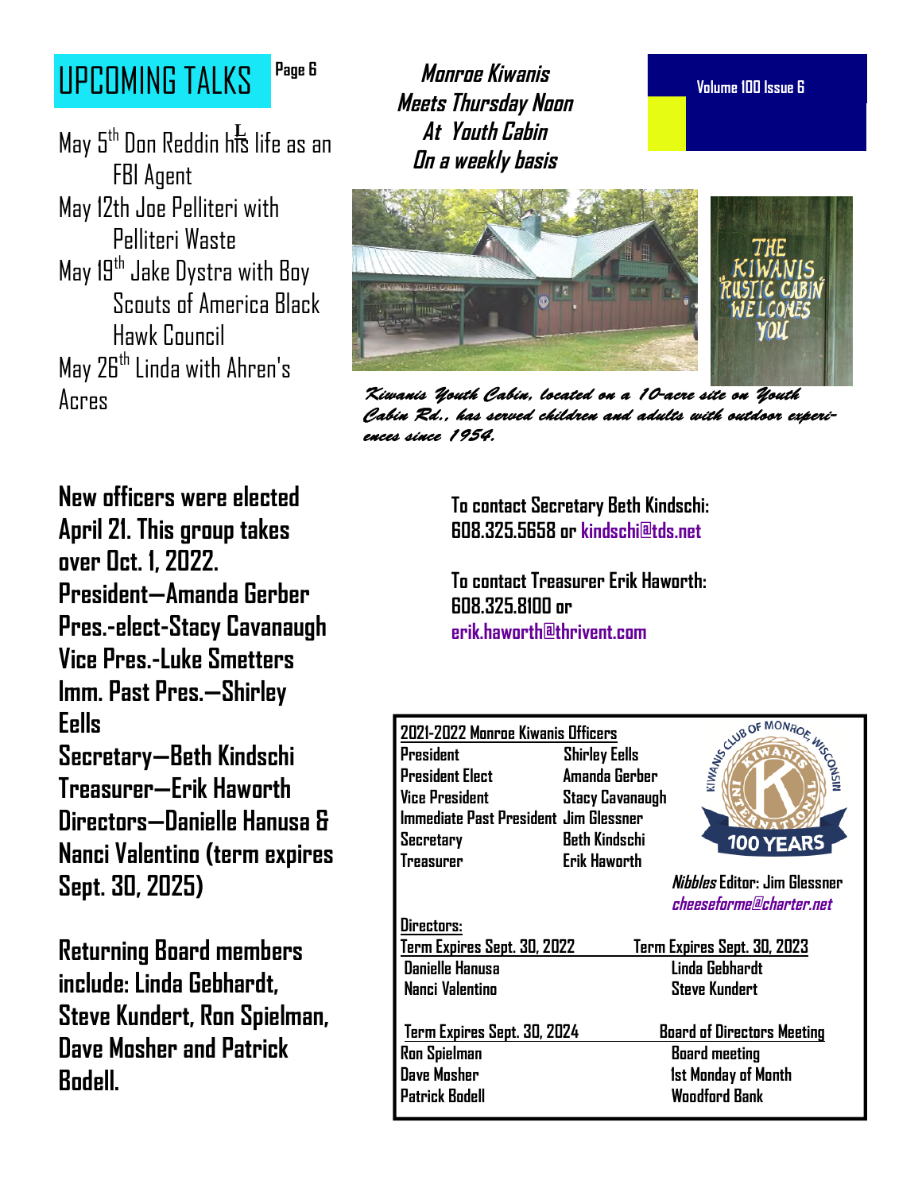# UPCOMING TALKS

May 5th Don Reddin his life as an FBI Agent
May 12th Joe Pelliteri with Pelliteri Waste
May 19th Jake Dystra with Boy Scouts of America Black Hawk Council
May 26th Linda with Ahren's Acres

***Monroe Kiwanis***
***Meets Thursday Noon***
***At Youth Cabin***
***On a weekly basis***

*Kiwanis Youth Cabin, located on a 10-acre site on Youth Cabin Rd., has served children and adults with outdoor experiences since 1954.*

**New officers were elected April 21. This group takes over Oct. 1, 2022.**
**President—Amanda Gerber**
**Pres.-elect-Stacy Cavanaugh**
**Vice Pres.-Luke Smetters**
**Imm. Past Pres.—Shirley Eells**
**Secretary—Beth Kindschi**
**Treasurer—Erik Haworth**
**Directors—Danielle Hanusa & Nanci Valentino (term expires Sept. 30, 2025)**

**Returning Board members include: Linda Gebhardt, Steve Kundert, Ron Spielman, Dave Mosher and Patrick Bodell.**

**To contact Secretary Beth Kindschi: 608.325.5658 or kindschi@tds.net**

**To contact Treasurer Erik Haworth: 608.325.8100 or erik.haworth@thrivent.com**

**2021-2022 Monroe Kiwanis Officers**

| | |
|---|---|
| President | Shirley Eells |
| President Elect | Amanda Gerber |
| Vice President | Stacy Cavanaugh |
| Immediate Past President | Jim Glessner |
| Secretary | Beth Kindschi |
| Treasurer | Erik Haworth |

*Nibbles* Editor: Jim Glessner
*cheeseforme@charter.net*

**Directors:**

| Term Expires Sept. 30, 2022 | Term Expires Sept. 30, 2023 |
|---|---|
| Danielle Hanusa | Linda Gebhardt |
| Nanci Valentino | Steve Kundert |

| Term Expires Sept. 30, 2024 | Board of Directors Meeting |
|---|---|
| Ron Spielman | Board meeting |
| Dave Mosher | 1st Monday of Month |
| Patrick Bodell | Woodford Bank |